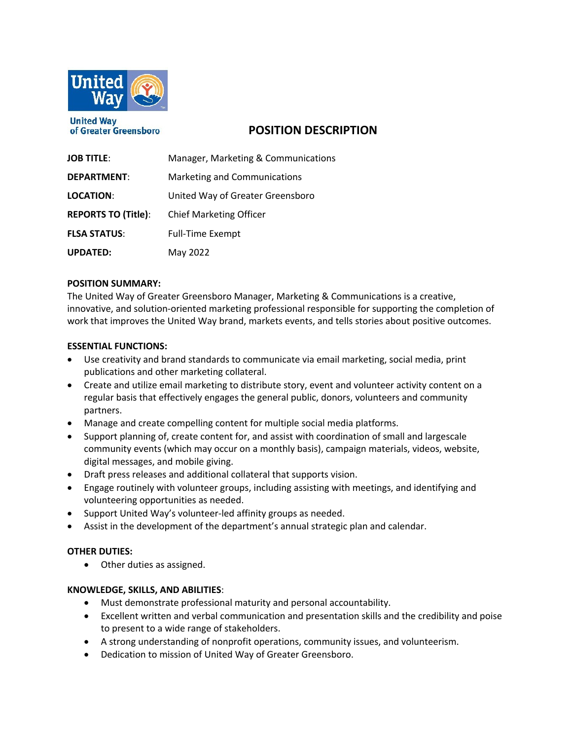United Way of Greater Greensboro

# POSITION DESCRIPTION

| | |
|---|---|
| **JOB TITLE**: | Manager, Marketing & Communications |
| **DEPARTMENT**: | Marketing and Communications |
| **LOCATION**: | United Way of Greater Greensboro |
| **REPORTS TO (Title)**: | Chief Marketing Officer |
| **FLSA STATUS**: | Full-Time Exempt |
| **UPDATED:** | May 2022 |

**POSITION SUMMARY:**
The United Way of Greater Greensboro Manager, Marketing & Communications is a creative, innovative, and solution-oriented marketing professional responsible for supporting the completion of work that improves the United Way brand, markets events, and tells stories about positive outcomes.

**ESSENTIAL FUNCTIONS:**

- Use creativity and brand standards to communicate via email marketing, social media, print publications and other marketing collateral.
- Create and utilize email marketing to distribute story, event and volunteer activity content on a regular basis that effectively engages the general public, donors, volunteers and community partners.
- Manage and create compelling content for multiple social media platforms.
- Support planning of, create content for, and assist with coordination of small and largescale community events (which may occur on a monthly basis), campaign materials, videos, website, digital messages, and mobile giving.
- Draft press releases and additional collateral that supports vision.
- Engage routinely with volunteer groups, including assisting with meetings, and identifying and volunteering opportunities as needed.
- Support United Way's volunteer-led affinity groups as needed.
- Assist in the development of the department's annual strategic plan and calendar.

**OTHER DUTIES:**

- Other duties as assigned.

**KNOWLEDGE, SKILLS, AND ABILITIES**:

- Must demonstrate professional maturity and personal accountability.
- Excellent written and verbal communication and presentation skills and the credibility and poise to present to a wide range of stakeholders.
- A strong understanding of nonprofit operations, community issues, and volunteerism.
- Dedication to mission of United Way of Greater Greensboro.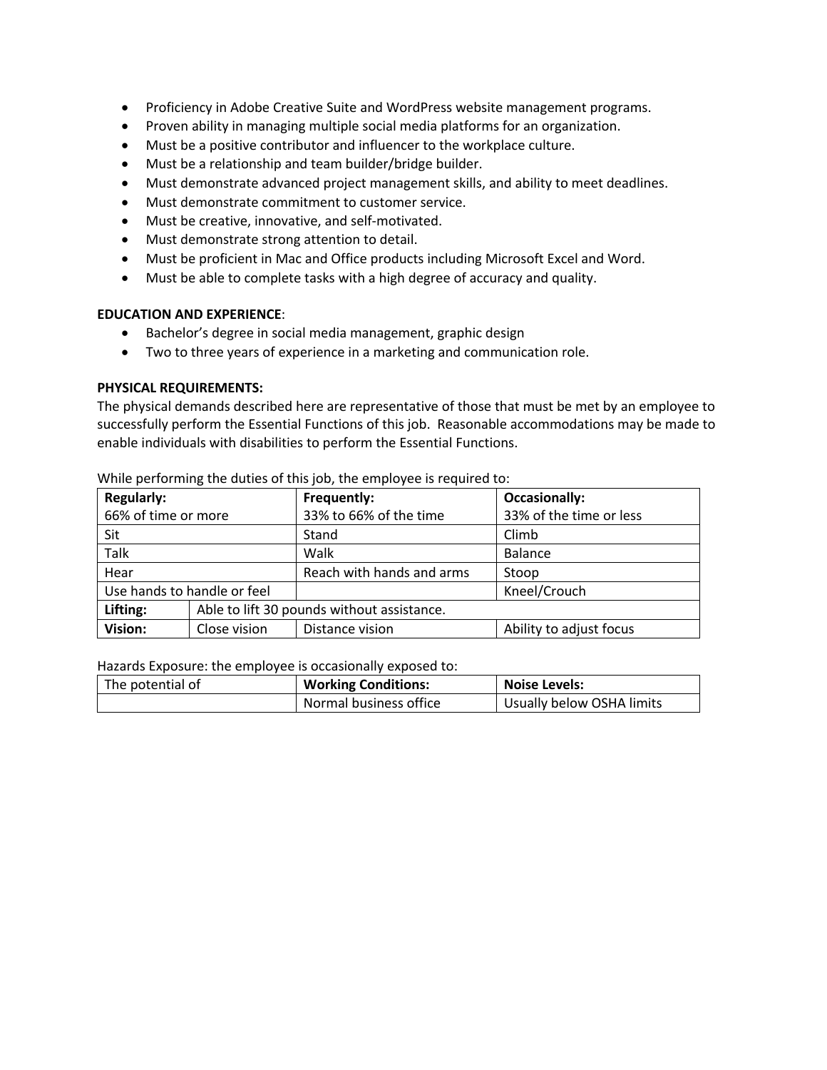- Proficiency in Adobe Creative Suite and WordPress website management programs.
- Proven ability in managing multiple social media platforms for an organization.
- Must be a positive contributor and influencer to the workplace culture.
- Must be a relationship and team builder/bridge builder.
- Must demonstrate advanced project management skills, and ability to meet deadlines.
- Must demonstrate commitment to customer service.
- Must be creative, innovative, and self-motivated.
- Must demonstrate strong attention to detail.
- Must be proficient in Mac and Office products including Microsoft Excel and Word.
- Must be able to complete tasks with a high degree of accuracy and quality.

**EDUCATION AND EXPERIENCE**:

- Bachelor's degree in social media management, graphic design
- Two to three years of experience in a marketing and communication role.

**PHYSICAL REQUIREMENTS:**

The physical demands described here are representative of those that must be met by an employee to successfully perform the Essential Functions of this job. Reasonable accommodations may be made to enable individuals with disabilities to perform the Essential Functions.

While performing the duties of this job, the employee is required to:

| **Regularly:** 66% of time or more | | **Frequently:** 33% to 66% of the time | **Occasionally:** 33% of the time or less |
|---|---|---|---|
| Sit | | Stand | Climb |
| Talk | | Walk | Balance |
| Hear | | Reach with hands and arms | Stoop |
| Use hands to handle or feel | | | Kneel/Crouch |
| **Lifting:** | Able to lift 30 pounds without assistance. | | |
| **Vision:** | Close vision | Distance vision | Ability to adjust focus |

Hazards Exposure: the employee is occasionally exposed to:

| The potential of | **Working Conditions:** | **Noise Levels:** |
|---|---|---|
| | Normal business office | Usually below OSHA limits |